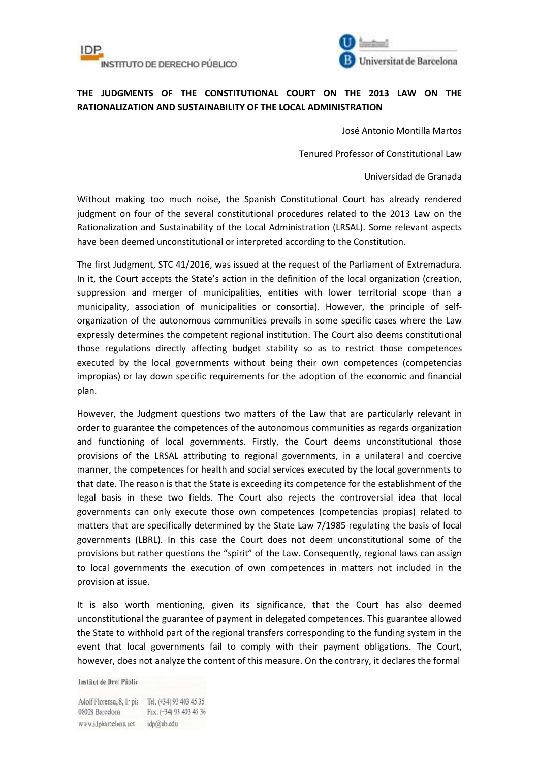## THE JUDGMENTS OF THE CONSTITUTIONAL COURT ON THE 2013 LAW ON THE RATIONALIZATION AND SUSTAINABILITY OF THE LOCAL ADMINISTRATION

José Antonio Montilla Martos

Tenured Professor of Constitutional Law

Universidad de Granada

Without making too much noise, the Spanish Constitutional Court has already rendered judgment on four of the several constitutional procedures related to the 2013 Law on the Rationalization and Sustainability of the Local Administration (LRSAL). Some relevant aspects have been deemed unconstitutional or interpreted according to the Constitution.

The first Judgment, STC 41/2016, was issued at the request of the Parliament of Extremadura. In it, the Court accepts the State's action in the definition of the local organization (creation, suppression and merger of municipalities, entities with lower territorial scope than a municipality, association of municipalities or consortia). However, the principle of self-organization of the autonomous communities prevails in some specific cases where the Law expressly determines the competent regional institution. The Court also deems constitutional those regulations directly affecting budget stability so as to restrict those competences executed by the local governments without being their own competences (competencias impropias) or lay down specific requirements for the adoption of the economic and financial plan.

However, the Judgment questions two matters of the Law that are particularly relevant in order to guarantee the competences of the autonomous communities as regards organization and functioning of local governments. Firstly, the Court deems unconstitutional those provisions of the LRSAL attributing to regional governments, in a unilateral and coercive manner, the competences for health and social services executed by the local governments to that date. The reason is that the State is exceeding its competence for the establishment of the legal basis in these two fields. The Court also rejects the controversial idea that local governments can only execute those own competences (competencias propias) related to matters that are specifically determined by the State Law 7/1985 regulating the basis of local governments (LBRL). In this case the Court does not deem unconstitutional some of the provisions but rather questions the "spirit" of the Law. Consequently, regional laws can assign to local governments the execution of own competences in matters not included in the provision at issue.

It is also worth mentioning, given its significance, that the Court has also deemed unconstitutional the guarantee of payment in delegated competences. This guarantee allowed the State to withhold part of the regional transfers corresponding to the funding system in the event that local governments fail to comply with their payment obligations. The Court, however, does not analyze the content of this measure. On the contrary, it declares the formal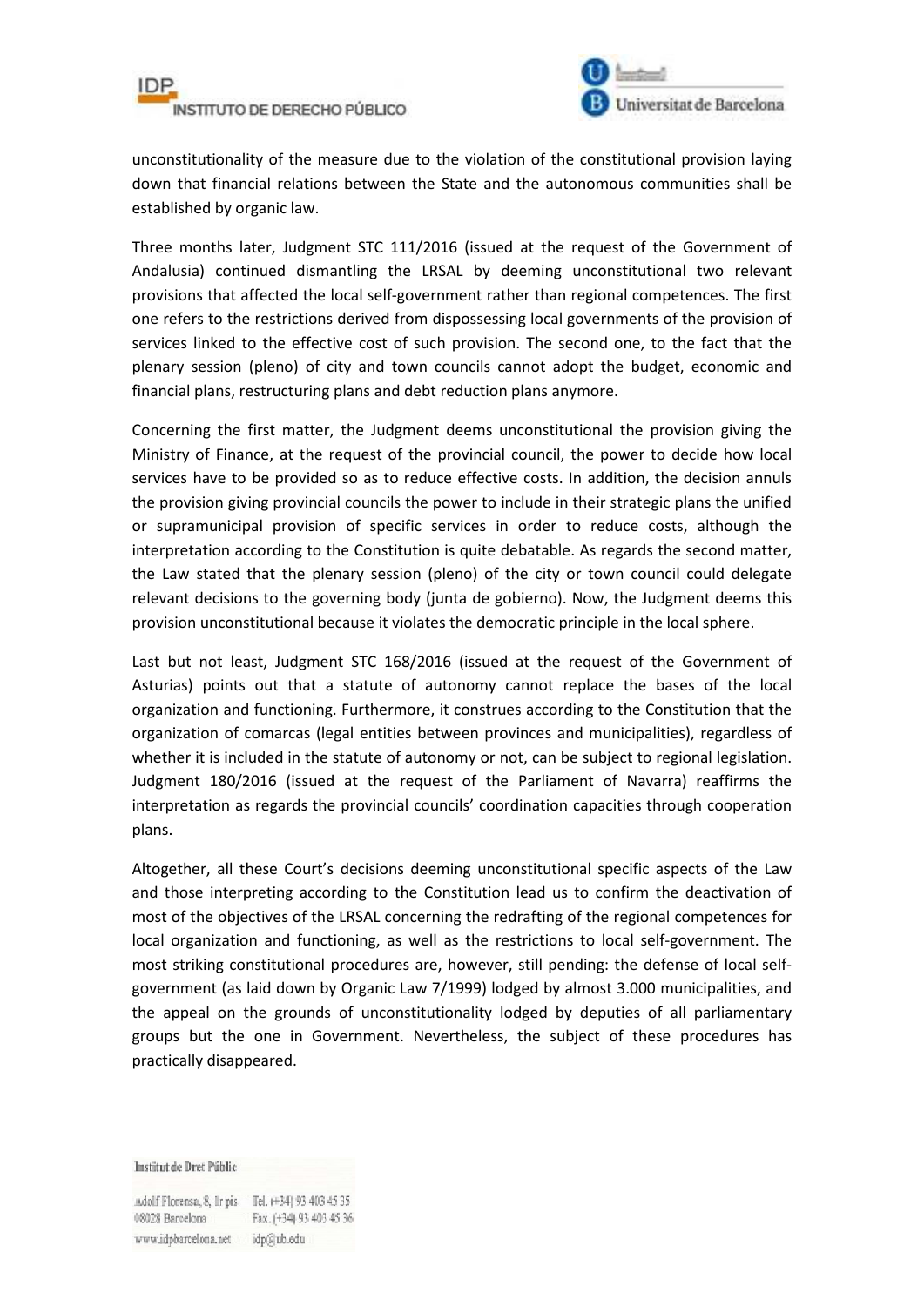unconstitutionality of the measure due to the violation of the constitutional provision laying down that financial relations between the State and the autonomous communities shall be established by organic law.

Three months later, Judgment STC 111/2016 (issued at the request of the Government of Andalusia) continued dismantling the LRSAL by deeming unconstitutional two relevant provisions that affected the local self-government rather than regional competences. The first one refers to the restrictions derived from dispossessing local governments of the provision of services linked to the effective cost of such provision. The second one, to the fact that the plenary session (pleno) of city and town councils cannot adopt the budget, economic and financial plans, restructuring plans and debt reduction plans anymore.

Concerning the first matter, the Judgment deems unconstitutional the provision giving the Ministry of Finance, at the request of the provincial council, the power to decide how local services have to be provided so as to reduce effective costs. In addition, the decision annuls the provision giving provincial councils the power to include in their strategic plans the unified or supramunicipal provision of specific services in order to reduce costs, although the interpretation according to the Constitution is quite debatable. As regards the second matter, the Law stated that the plenary session (pleno) of the city or town council could delegate relevant decisions to the governing body (junta de gobierno). Now, the Judgment deems this provision unconstitutional because it violates the democratic principle in the local sphere.

Last but not least, Judgment STC 168/2016 (issued at the request of the Government of Asturias) points out that a statute of autonomy cannot replace the bases of the local organization and functioning. Furthermore, it construes according to the Constitution that the organization of comarcas (legal entities between provinces and municipalities), regardless of whether it is included in the statute of autonomy or not, can be subject to regional legislation. Judgment 180/2016 (issued at the request of the Parliament of Navarra) reaffirms the interpretation as regards the provincial councils' coordination capacities through cooperation plans.

Altogether, all these Court's decisions deeming unconstitutional specific aspects of the Law and those interpreting according to the Constitution lead us to confirm the deactivation of most of the objectives of the LRSAL concerning the redrafting of the regional competences for local organization and functioning, as well as the restrictions to local self-government. The most striking constitutional procedures are, however, still pending: the defense of local self-government (as laid down by Organic Law 7/1999) lodged by almost 3.000 municipalities, and the appeal on the grounds of unconstitutionality lodged by deputies of all parliamentary groups but the one in Government. Nevertheless, the subject of these procedures has practically disappeared.